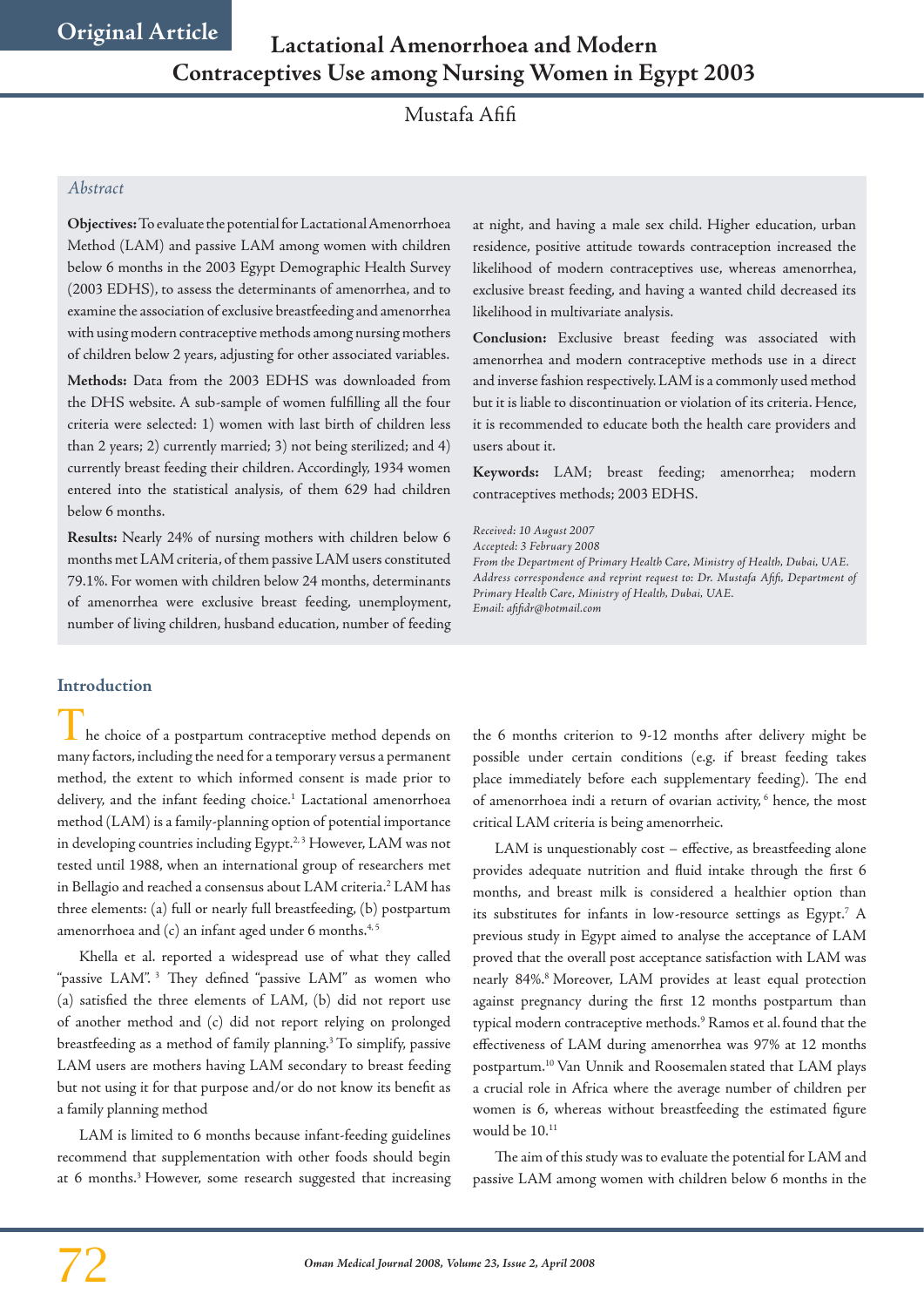Original Article

# Lactational Amenorrhoea and Modern Contraceptives Use among Nursing Women in Egypt 2003

Mustafa Afifi

## *Abstract*

**Objectives:** To evaluate the potential for Lactational Amenorrhoea Method (LAM) and passive LAM among women with children below 6 months in the 2003 Egypt Demographic Health Survey (2003 EDHS), to assess the determinants of amenorrhea, and to examine the association of exclusive breastfeeding and amenorrhea with using modern contraceptive methods among nursing mothers of children below 2 years, adjusting for other associated variables.

**Methods:** Data from the 2003 EDHS was downloaded from the DHS website. A sub-sample of women fulfilling all the four criteria were selected: 1) women with last birth of children less than 2 years; 2) currently married; 3) not being sterilized; and 4) currently breast feeding their children. Accordingly, 1934 women entered into the statistical analysis, of them 629 had children below 6 months.

**Results:** Nearly 24% of nursing mothers with children below 6 months met LAM criteria, of them passive LAM users constituted 79.1%. For women with children below 24 months, determinants of amenorrhea were exclusive breast feeding, unemployment, number of living children, husband education, number of feeding at night, and having a male sex child. Higher education, urban residence, positive attitude towards contraception increased the likelihood of modern contraceptives use, whereas amenorrhea, exclusive breast feeding, and having a wanted child decreased its likelihood in multivariate analysis.

**Conclusion:** Exclusive breast feeding was associated with amenorrhea and modern contraceptive methods use in a direct and inverse fashion respectively. LAM is a commonly used method but it is liable to discontinuation or violation of its criteria. Hence, it is recommended to educate both the health care providers and users about it.

**Keywords:** LAM; breast feeding; amenorrhea; modern contraceptives methods; 2003 EDHS.

*Received: 10 August 2007*
*Accepted: 3 February 2008*
*From the Department of Primary Health Care, Ministry of Health, Dubai, UAE.*
*Address correspondence and reprint request to: Dr. Mustafa Afifi, Department of Primary Health Care, Ministry of Health, Dubai, UAE.*
*Email: afifidr@hotmail.com*

## Introduction

The choice of a postpartum contraceptive method depends on many factors, including the need for a temporary versus a permanent method, the extent to which informed consent is made prior to delivery, and the infant feeding choice.[1] Lactational amenorrhoea method (LAM) is a family-planning option of potential importance in developing countries including Egypt.[2, 3] However, LAM was not tested until 1988, when an international group of researchers met in Bellagio and reached a consensus about LAM criteria.[2] LAM has three elements: (a) full or nearly full breastfeeding, (b) postpartum amenorrhoea and (c) an infant aged under 6 months.[4, 5]

Khella et al. reported a widespread use of what they called "passive LAM".[3] They defined "passive LAM" as women who (a) satisfied the three elements of LAM, (b) did not report use of another method and (c) did not report relying on prolonged breastfeeding as a method of family planning.[3] To simplify, passive LAM users are mothers having LAM secondary to breast feeding but not using it for that purpose and/or do not know its benefit as a family planning method

LAM is limited to 6 months because infant-feeding guidelines recommend that supplementation with other foods should begin at 6 months.[3] However, some research suggested that increasing the 6 months criterion to 9-12 months after delivery might be possible under certain conditions (e.g. if breast feeding takes place immediately before each supplementary feeding). The end of amenorrhoea indi a return of ovarian activity,[6] hence, the most critical LAM criteria is being amenorrheic.

LAM is unquestionably cost – effective, as breastfeeding alone provides adequate nutrition and fluid intake through the first 6 months, and breast milk is considered a healthier option than its substitutes for infants in low-resource settings as Egypt.[7] A previous study in Egypt aimed to analyse the acceptance of LAM proved that the overall post acceptance satisfaction with LAM was nearly 84%.[8] Moreover, LAM provides at least equal protection against pregnancy during the first 12 months postpartum than typical modern contraceptive methods.[9] Ramos et al. found that the effectiveness of LAM during amenorrhea was 97% at 12 months postpartum.[10] Van Unnik and Roosemalen stated that LAM plays a crucial role in Africa where the average number of children per women is 6, whereas without breastfeeding the estimated figure would be 10.[11]

The aim of this study was to evaluate the potential for LAM and passive LAM among women with children below 6 months in the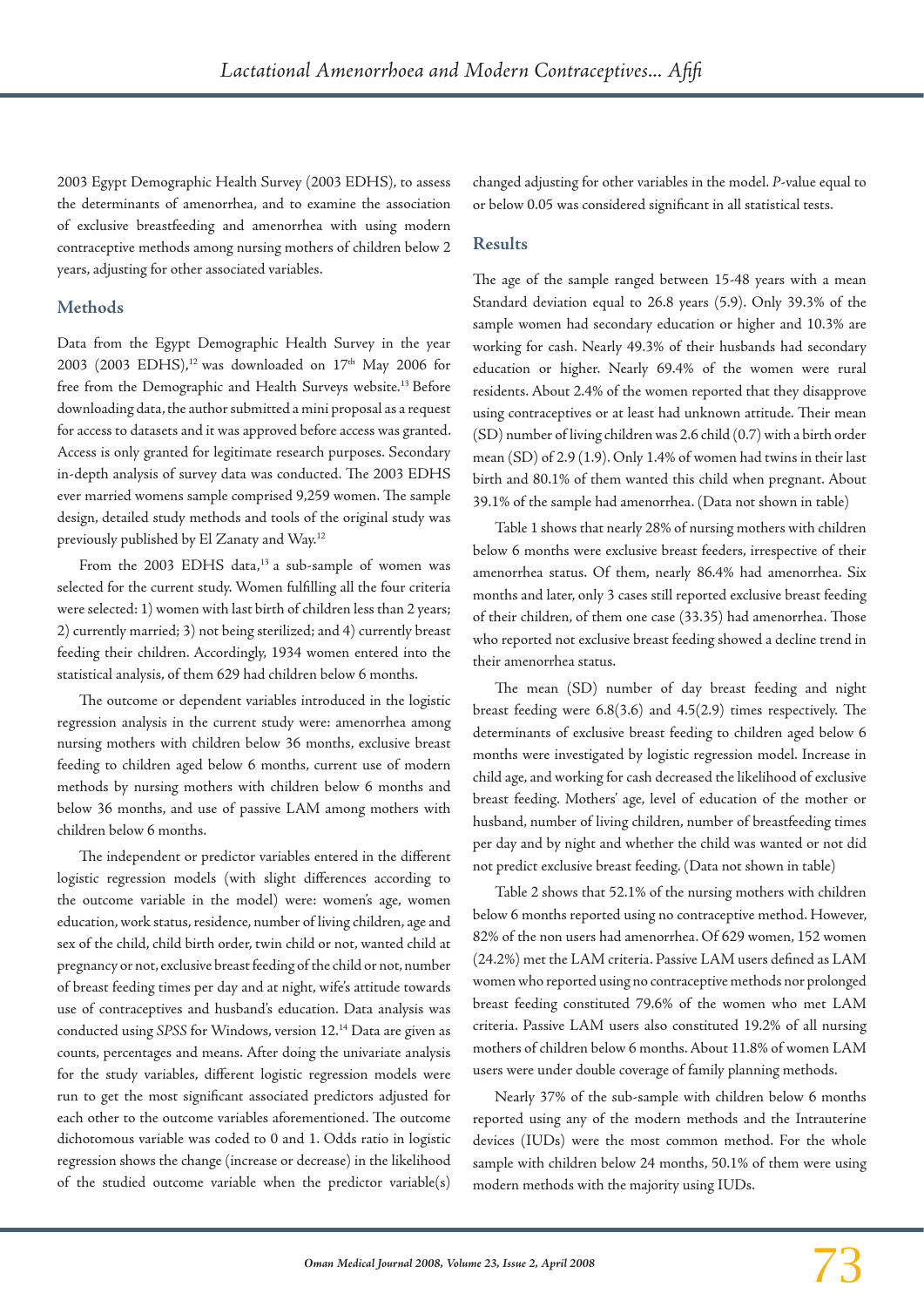2003 Egypt Demographic Health Survey (2003 EDHS), to assess the determinants of amenorrhea, and to examine the association of exclusive breastfeeding and amenorrhea with using modern contraceptive methods among nursing mothers of children below 2 years, adjusting for other associated variables.

## Methods

Data from the Egypt Demographic Health Survey in the year 2003 (2003 EDHS),[12] was downloaded on 17th May 2006 for free from the Demographic and Health Surveys website.[13] Before downloading data, the author submitted a mini proposal as a request for access to datasets and it was approved before access was granted. Access is only granted for legitimate research purposes. Secondary in-depth analysis of survey data was conducted. The 2003 EDHS ever married womens sample comprised 9,259 women. The sample design, detailed study methods and tools of the original study was previously published by El Zanaty and Way.[12]

From the 2003 EDHS data,[13] a sub-sample of women was selected for the current study. Women fulfilling all the four criteria were selected: 1) women with last birth of children less than 2 years; 2) currently married; 3) not being sterilized; and 4) currently breast feeding their children. Accordingly, 1934 women entered into the statistical analysis, of them 629 had children below 6 months.

The outcome or dependent variables introduced in the logistic regression analysis in the current study were: amenorrhea among nursing mothers with children below 36 months, exclusive breast feeding to children aged below 6 months, current use of modern methods by nursing mothers with children below 6 months and below 36 months, and use of passive LAM among mothers with children below 6 months.

The independent or predictor variables entered in the different logistic regression models (with slight differences according to the outcome variable in the model) were: women's age, women education, work status, residence, number of living children, age and sex of the child, child birth order, twin child or not, wanted child at pregnancy or not, exclusive breast feeding of the child or not, number of breast feeding times per day and at night, wife's attitude towards use of contraceptives and husband's education. Data analysis was conducted using *SPSS* for Windows, version 12.[14] Data are given as counts, percentages and means. After doing the univariate analysis for the study variables, different logistic regression models were run to get the most significant associated predictors adjusted for each other to the outcome variables aforementioned. The outcome dichotomous variable was coded to 0 and 1. Odds ratio in logistic regression shows the change (increase or decrease) in the likelihood of the studied outcome variable when the predictor variable(s) changed adjusting for other variables in the model. *P*-value equal to or below 0.05 was considered significant in all statistical tests.

## Results

The age of the sample ranged between 15-48 years with a mean Standard deviation equal to 26.8 years (5.9). Only 39.3% of the sample women had secondary education or higher and 10.3% are working for cash. Nearly 49.3% of their husbands had secondary education or higher. Nearly 69.4% of the women were rural residents. About 2.4% of the women reported that they disapprove using contraceptives or at least had unknown attitude. Their mean (SD) number of living children was 2.6 child (0.7) with a birth order mean (SD) of 2.9 (1.9). Only 1.4% of women had twins in their last birth and 80.1% of them wanted this child when pregnant. About 39.1% of the sample had amenorrhea. (Data not shown in table)

Table 1 shows that nearly 28% of nursing mothers with children below 6 months were exclusive breast feeders, irrespective of their amenorrhea status. Of them, nearly 86.4% had amenorrhea. Six months and later, only 3 cases still reported exclusive breast feeding of their children, of them one case (33.35) had amenorrhea. Those who reported not exclusive breast feeding showed a decline trend in their amenorrhea status.

The mean (SD) number of day breast feeding and night breast feeding were 6.8(3.6) and 4.5(2.9) times respectively. The determinants of exclusive breast feeding to children aged below 6 months were investigated by logistic regression model. Increase in child age, and working for cash decreased the likelihood of exclusive breast feeding. Mothers' age, level of education of the mother or husband, number of living children, number of breastfeeding times per day and by night and whether the child was wanted or not did not predict exclusive breast feeding. (Data not shown in table)

Table 2 shows that 52.1% of the nursing mothers with children below 6 months reported using no contraceptive method. However, 82% of the non users had amenorrhea. Of 629 women, 152 women (24.2%) met the LAM criteria. Passive LAM users defined as LAM women who reported using no contraceptive methods nor prolonged breast feeding constituted 79.6% of the women who met LAM criteria. Passive LAM users also constituted 19.2% of all nursing mothers of children below 6 months. About 11.8% of women LAM users were under double coverage of family planning methods.

Nearly 37% of the sub-sample with children below 6 months reported using any of the modern methods and the Intrauterine devices (IUDs) were the most common method. For the whole sample with children below 24 months, 50.1% of them were using modern methods with the majority using IUDs.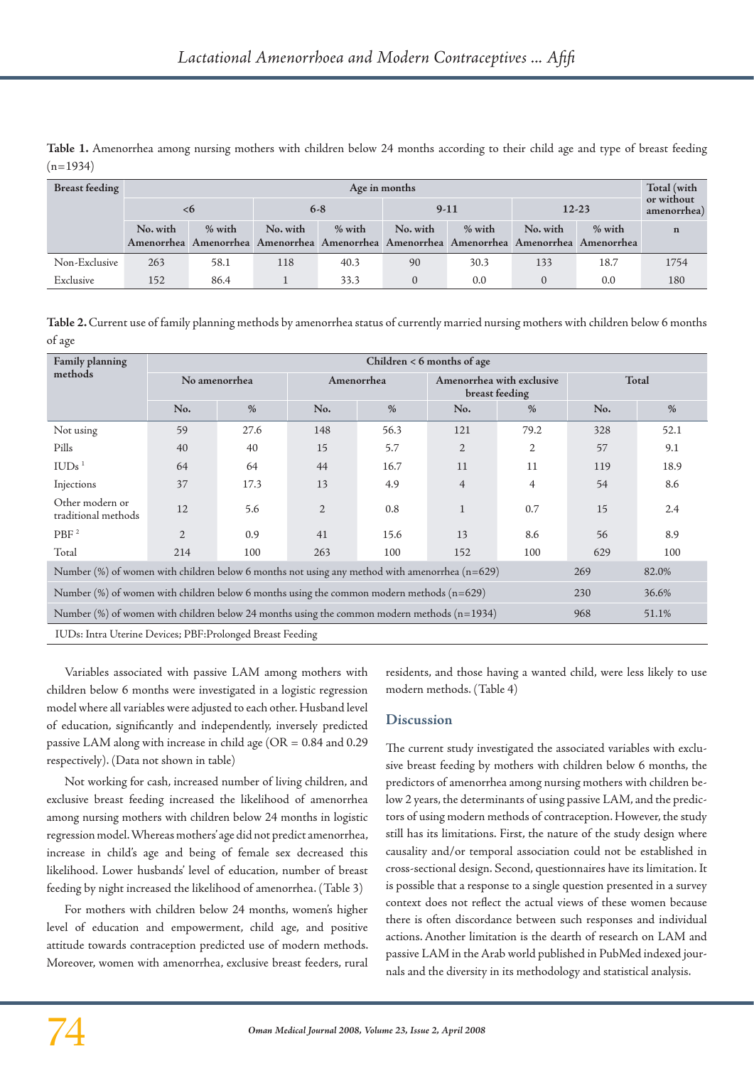**Table 1.** Amenorrhea among nursing mothers with children below 24 months according to their child age and type of breast feeding (n=1934)

| Breast feeding | Age in months | | | | | | | | Total (with or without amenorrhea) |
|---|---|---|---|---|---|---|---|---|---|
| | <6 | | 6-8 | | 9-11 | | 12-23 | | |
| | No. with Amenorrhea | % with Amenorrhea | No. with Amenorrhea | % with Amenorrhea | No. with Amenorrhea | % with Amenorrhea | No. with Amenorrhea | % with Amenorrhea | n |
| Non-Exclusive | 263 | 58.1 | 118 | 40.3 | 90 | 30.3 | 133 | 18.7 | 1754 |
| Exclusive | 152 | 86.4 | 1 | 33.3 | 0 | 0.0 | 0 | 0.0 | 180 |

**Table 2.** Current use of family planning methods by amenorrhea status of currently married nursing mothers with children below 6 months of age

| Family planning methods | Children < 6 months of age | | | | | | | |
|---|---|---|---|---|---|---|---|---|
| | No amenorrhea | | Amenorrhea | | Amenorrhea with exclusive breast feeding | | Total | |
| | No. | % | No. | % | No. | % | No. | % |
| Not using | 59 | 27.6 | 148 | 56.3 | 121 | 79.2 | 328 | 52.1 |
| Pills | 40 | 40 | 15 | 5.7 | 2 | 2 | 57 | 9.1 |
| IUDs [1] | 64 | 64 | 44 | 16.7 | 11 | 11 | 119 | 18.9 |
| Injections | 37 | 17.3 | 13 | 4.9 | 4 | 4 | 54 | 8.6 |
| Other modern or traditional methods | 12 | 5.6 | 2 | 0.8 | 1 | 0.7 | 15 | 2.4 |
| PBF [2] | 2 | 0.9 | 41 | 15.6 | 13 | 8.6 | 56 | 8.9 |
| Total | 214 | 100 | 263 | 100 | 152 | 100 | 629 | 100 |
| Number (%) of women with children below 6 months not using any method with amenorrhea (n=629) | | | | | | | 269 | 82.0% |
| Number (%) of women with children below 6 months using the common modern methods (n=629) | | | | | | | 230 | 36.6% |
| Number (%) of women with children below 24 months using the common modern methods (n=1934) | | | | | | | 968 | 51.1% |

IUDs: Intra Uterine Devices; PBF:Prolonged Breast Feeding

Variables associated with passive LAM among mothers with children below 6 months were investigated in a logistic regression model where all variables were adjusted to each other. Husband level of education, significantly and independently, inversely predicted passive LAM along with increase in child age (OR = 0.84 and 0.29 respectively). (Data not shown in table)

Not working for cash, increased number of living children, and exclusive breast feeding increased the likelihood of amenorrhea among nursing mothers with children below 24 months in logistic regression model. Whereas mothers' age did not predict amenorrhea, increase in child's age and being of female sex decreased this likelihood. Lower husbands' level of education, number of breast feeding by night increased the likelihood of amenorrhea. (Table 3)

For mothers with children below 24 months, women's higher level of education and empowerment, child age, and positive attitude towards contraception predicted use of modern methods. Moreover, women with amenorrhea, exclusive breast feeders, rural residents, and those having a wanted child, were less likely to use modern methods. (Table 4)

## Discussion

The current study investigated the associated variables with exclusive breast feeding by mothers with children below 6 months, the predictors of amenorrhea among nursing mothers with children below 2 years, the determinants of using passive LAM, and the predictors of using modern methods of contraception. However, the study still has its limitations. First, the nature of the study design where causality and/or temporal association could not be established in cross-sectional design. Second, questionnaires have its limitation. It is possible that a response to a single question presented in a survey context does not reflect the actual views of these women because there is often discordance between such responses and individual actions. Another limitation is the dearth of research on LAM and passive LAM in the Arab world published in PubMed indexed journals and the diversity in its methodology and statistical analysis.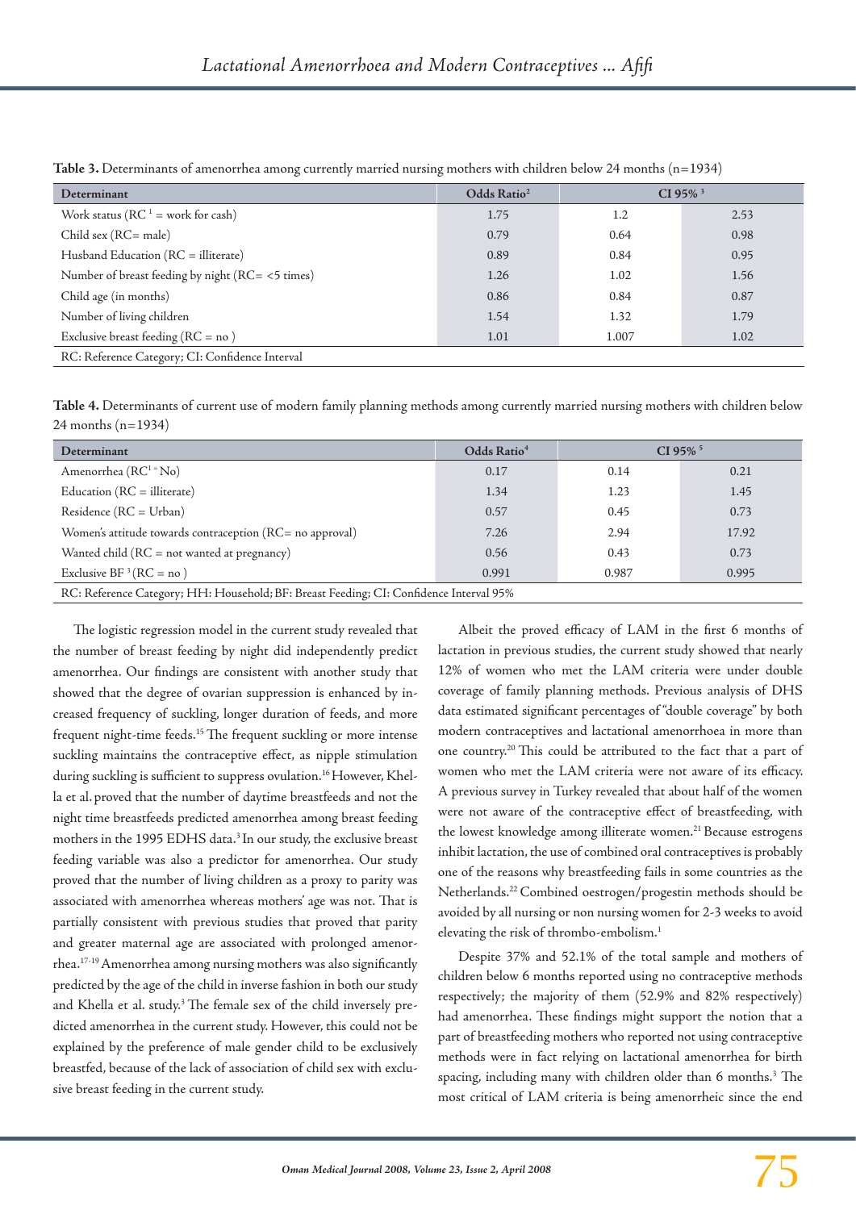**Table 3.** Determinants of amenorrhea among currently married nursing mothers with children below 24 months (n=1934)

| Determinant | Odds Ratio[2] | CI 95% [3] | |
|---|---|---|---|
| Work status (RC [1] = work for cash) | 1.75 | 1.2 | 2.53 |
| Child sex (RC= male) | 0.79 | 0.64 | 0.98 |
| Husband Education (RC = illiterate) | 0.89 | 0.84 | 0.95 |
| Number of breast feeding by night (RC= <5 times) | 1.26 | 1.02 | 1.56 |
| Child age (in months) | 0.86 | 0.84 | 0.87 |
| Number of living children | 1.54 | 1.32 | 1.79 |
| Exclusive breast feeding (RC = no ) | 1.01 | 1.007 | 1.02 |

RC: Reference Category; CI: Confidence Interval

**Table 4.** Determinants of current use of modern family planning methods among currently married nursing mothers with children below 24 months (n=1934)

| Determinant | Odds Ratio[4] | CI 95% [5] | |
|---|---|---|---|
| Amenorrhea (RC[1] = No) | 0.17 | 0.14 | 0.21 |
| Education (RC = illiterate) | 1.34 | 1.23 | 1.45 |
| Residence (RC = Urban) | 0.57 | 0.45 | 0.73 |
| Women's attitude towards contraception (RC= no approval) | 7.26 | 2.94 | 17.92 |
| Wanted child (RC = not wanted at pregnancy) | 0.56 | 0.43 | 0.73 |
| Exclusive BF [3] (RC = no ) | 0.991 | 0.987 | 0.995 |

RC: Reference Category; HH: Household; BF: Breast Feeding; CI: Confidence Interval 95%

The logistic regression model in the current study revealed that the number of breast feeding by night did independently predict amenorrhea. Our findings are consistent with another study that showed that the degree of ovarian suppression is enhanced by increased frequency of suckling, longer duration of feeds, and more frequent night-time feeds.[15] The frequent suckling or more intense suckling maintains the contraceptive effect, as nipple stimulation during suckling is sufficient to suppress ovulation.[16] However, Khella et al. proved that the number of daytime breastfeeds and not the night time breastfeeds predicted amenorrhea among breast feeding mothers in the 1995 EDHS data.[3] In our study, the exclusive breast feeding variable was also a predictor for amenorrhea. Our study proved that the number of living children as a proxy to parity was associated with amenorrhea whereas mothers' age was not. That is partially consistent with previous studies that proved that parity and greater maternal age are associated with prolonged amenorrhea.[17-19] Amenorrhea among nursing mothers was also significantly predicted by the age of the child in inverse fashion in both our study and Khella et al. study.[3] The female sex of the child inversely predicted amenorrhea in the current study. However, this could not be explained by the preference of male gender child to be exclusively breastfed, because of the lack of association of child sex with exclusive breast feeding in the current study.

Albeit the proved efficacy of LAM in the first 6 months of lactation in previous studies, the current study showed that nearly 12% of women who met the LAM criteria were under double coverage of family planning methods. Previous analysis of DHS data estimated significant percentages of "double coverage" by both modern contraceptives and lactational amenorrhoea in more than one country.[20] This could be attributed to the fact that a part of women who met the LAM criteria were not aware of its efficacy. A previous survey in Turkey revealed that about half of the women were not aware of the contraceptive effect of breastfeeding, with the lowest knowledge among illiterate women.[21] Because estrogens inhibit lactation, the use of combined oral contraceptives is probably one of the reasons why breastfeeding fails in some countries as the Netherlands.[22] Combined oestrogen/progestin methods should be avoided by all nursing or non nursing women for 2-3 weeks to avoid elevating the risk of thrombo-embolism.[1]

Despite 37% and 52.1% of the total sample and mothers of children below 6 months reported using no contraceptive methods respectively; the majority of them (52.9% and 82% respectively) had amenorrhea. These findings might support the notion that a part of breastfeeding mothers who reported not using contraceptive methods were in fact relying on lactational amenorrhea for birth spacing, including many with children older than 6 months.[3] The most critical of LAM criteria is being amenorrheic since the end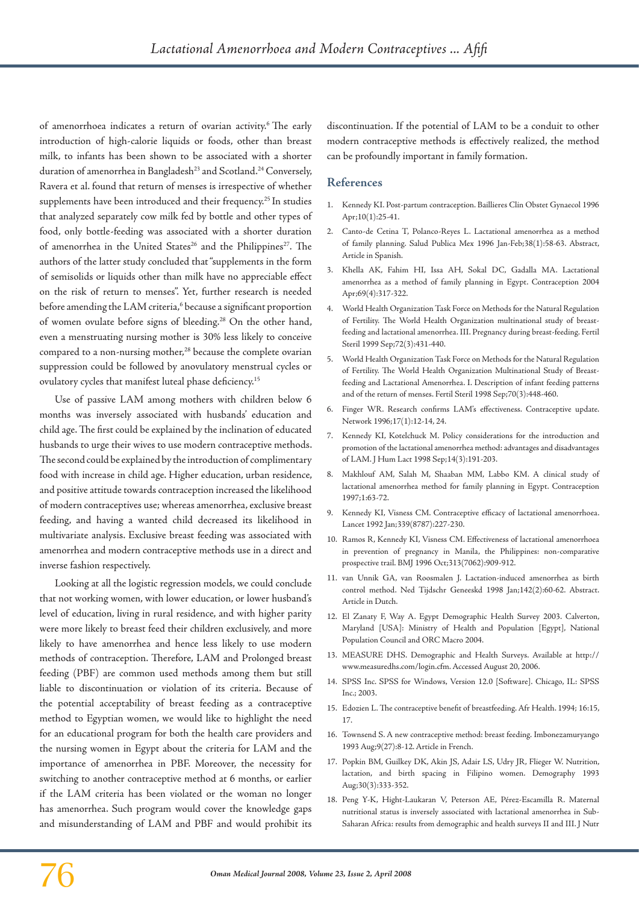of amenorrhoea indicates a return of ovarian activity.[6] The early introduction of high-calorie liquids or foods, other than breast milk, to infants has been shown to be associated with a shorter duration of amenorrhea in Bangladesh[23] and Scotland.[24] Conversely, Ravera et al. found that return of menses is irrespective of whether supplements have been introduced and their frequency.[25] In studies that analyzed separately cow milk fed by bottle and other types of food, only bottle-feeding was associated with a shorter duration of amenorrhea in the United States[26] and the Philippines[27]. The authors of the latter study concluded that "supplements in the form of semisolids or liquids other than milk have no appreciable effect on the risk of return to menses". Yet, further research is needed before amending the LAM criteria,[6] because a significant proportion of women ovulate before signs of bleeding.[28] On the other hand, even a menstruating nursing mother is 30% less likely to conceive compared to a non-nursing mother,[28] because the complete ovarian suppression could be followed by anovulatory menstrual cycles or ovulatory cycles that manifest luteal phase deficiency.[15]

Use of passive LAM among mothers with children below 6 months was inversely associated with husbands' education and child age. The first could be explained by the inclination of educated husbands to urge their wives to use modern contraceptive methods. The second could be explained by the introduction of complimentary food with increase in child age. Higher education, urban residence, and positive attitude towards contraception increased the likelihood of modern contraceptives use; whereas amenorrhea, exclusive breast feeding, and having a wanted child decreased its likelihood in multivariate analysis. Exclusive breast feeding was associated with amenorrhea and modern contraceptive methods use in a direct and inverse fashion respectively.

Looking at all the logistic regression models, we could conclude that not working women, with lower education, or lower husband's level of education, living in rural residence, and with higher parity were more likely to breast feed their children exclusively, and more likely to have amenorrhea and hence less likely to use modern methods of contraception. Therefore, LAM and Prolonged breast feeding (PBF) are common used methods among them but still liable to discontinuation or violation of its criteria. Because of the potential acceptability of breast feeding as a contraceptive method to Egyptian women, we would like to highlight the need for an educational program for both the health care providers and the nursing women in Egypt about the criteria for LAM and the importance of amenorrhea in PBF. Moreover, the necessity for switching to another contraceptive method at 6 months, or earlier if the LAM criteria has been violated or the woman no longer has amenorrhea. Such program would cover the knowledge gaps and misunderstanding of LAM and PBF and would prohibit its discontinuation. If the potential of LAM to be a conduit to other modern contraceptive methods is effectively realized, the method can be profoundly important in family formation.

## References

1. Kennedy KI. Post-partum contraception. Baillieres Clin Obstet Gynaecol 1996 Apr;10(1):25-41.
2. Canto-de Cetina T, Polanco-Reyes L. Lactational amenorrhea as a method of family planning. Salud Publica Mex 1996 Jan-Feb;38(1):58-63. Abstract, Article in Spanish.
3. Khella AK, Fahim HI, Issa AH, Sokal DC, Gadalla MA. Lactational amenorrhea as a method of family planning in Egypt. Contraception 2004 Apr;69(4):317-322.
4. World Health Organization Task Force on Methods for the Natural Regulation of Fertility. The World Health Organization multinational study of breast-feeding and lactational amenorrhea. III. Pregnancy during breast-feeding. Fertil Steril 1999 Sep;72(3):431-440.
5. World Health Organization Task Force on Methods for the Natural Regulation of Fertility. The World Health Organization Multinational Study of Breast-feeding and Lactational Amenorrhea. I. Description of infant feeding patterns and of the return of menses. Fertil Steril 1998 Sep;70(3):448-460.
6. Finger WR. Research confirms LAM's effectiveness. Contraceptive update. Network 1996;17(1):12-14, 24.
7. Kennedy KI, Kotelchuck M. Policy considerations for the introduction and promotion of the lactational amenorrhea method: advantages and disadvantages of LAM. J Hum Lact 1998 Sep;14(3):191-203.
8. Makhlouf AM, Salah M, Shaaban MM, Labbo KM. A clinical study of lactational amenorrhea method for family planning in Egypt. Contraception 1997;1:63-72.
9. Kennedy KI, Visness CM. Contraceptive efficacy of lactational amenorrhoea. Lancet 1992 Jan;339(8787):227-230.
10. Ramos R, Kennedy KI, Visness CM. Effectiveness of lactational amenorrhoea in prevention of pregnancy in Manila, the Philippines: non-comparative prospective trail. BMJ 1996 Oct;313(7062):909-912.
11. van Unnik GA, van Roosmalen J. Lactation-induced amenorrhea as birth control method. Ned Tijdschr Geneeskd 1998 Jan;142(2):60-62. Abstract. Article in Dutch.
12. El Zanaty F, Way A. Egypt Demographic Health Survey 2003. Calverton, Maryland [USA]: Ministry of Health and Population [Egypt], National Population Council and ORC Macro 2004.
13. MEASURE DHS. Demographic and Health Surveys. Available at http://www.measuredhs.com/login.cfm. Accessed August 20, 2006.
14. SPSS Inc. SPSS for Windows, Version 12.0 [Software]. Chicago, IL: SPSS Inc.; 2003.
15. Edozien L. The contraceptive benefit of breastfeeding. Afr Health. 1994; 16:15, 17.
16. Townsend S. A new contraceptive method: breast feeding. Imbonezamuryango 1993 Aug;9(27):8-12. Article in French.
17. Popkin BM, Guilkey DK, Akin JS, Adair LS, Udry JR, Flieger W. Nutrition, lactation, and birth spacing in Filipino women. Demography 1993 Aug;30(3):333-352.
18. Peng Y-K, Hight-Laukaran V, Peterson AE, Pérez-Escamilla R. Maternal nutritional status is inversely associated with lactational amenorrhea in Sub-Saharan Africa: results from demographic and health surveys II and III. J Nutr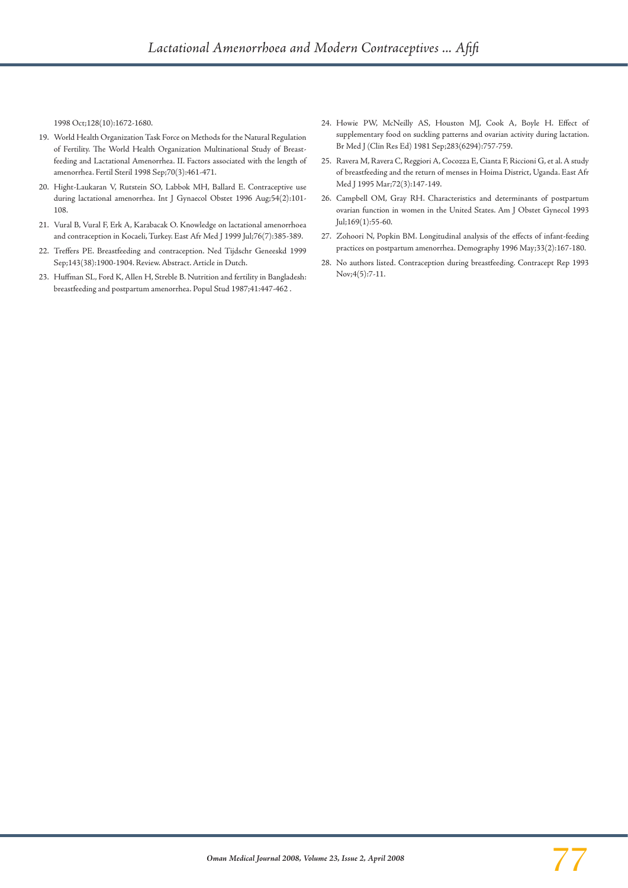1998 Oct;128(10):1672-1680.

19. World Health Organization Task Force on Methods for the Natural Regulation of Fertility. The World Health Organization Multinational Study of Breast-feeding and Lactational Amenorrhea. II. Factors associated with the length of amenorrhea. Fertil Steril 1998 Sep;70(3):461-471.
20. Hight-Laukaran V, Rutstein SO, Labbok MH, Ballard E. Contraceptive use during lactational amenorrhea. Int J Gynaecol Obstet 1996 Aug;54(2):101-108.
21. Vural B, Vural F, Erk A, Karabacak O. Knowledge on lactational amenorrhoea and contraception in Kocaeli, Turkey. East Afr Med J 1999 Jul;76(7):385-389.
22. Treffers PE. Breastfeeding and contraception. Ned Tijdschr Geneeskd 1999 Sep;143(38):1900-1904. Review. Abstract. Article in Dutch.
23. Huffman SL, Ford K, Allen H, Streble B. Nutrition and fertility in Bangladesh: breastfeeding and postpartum amenorrhea. Popul Stud 1987;41:447-462 .
24. Howie PW, McNeilly AS, Houston MJ, Cook A, Boyle H. Effect of supplementary food on suckling patterns and ovarian activity during lactation. Br Med J (Clin Res Ed) 1981 Sep;283(6294):757-759.
25. Ravera M, Ravera C, Reggiori A, Cocozza E, Cianta F, Riccioni G, et al. A study of breastfeeding and the return of menses in Hoima District, Uganda. East Afr Med J 1995 Mar;72(3):147-149.
26. Campbell OM, Gray RH. Characteristics and determinants of postpartum ovarian function in women in the United States. Am J Obstet Gynecol 1993 Jul;169(1):55-60.
27. Zohoori N, Popkin BM. Longitudinal analysis of the effects of infant-feeding practices on postpartum amenorrhea. Demography 1996 May;33(2):167-180.
28. No authors listed. Contraception during breastfeeding. Contracept Rep 1993 Nov;4(5):7-11.